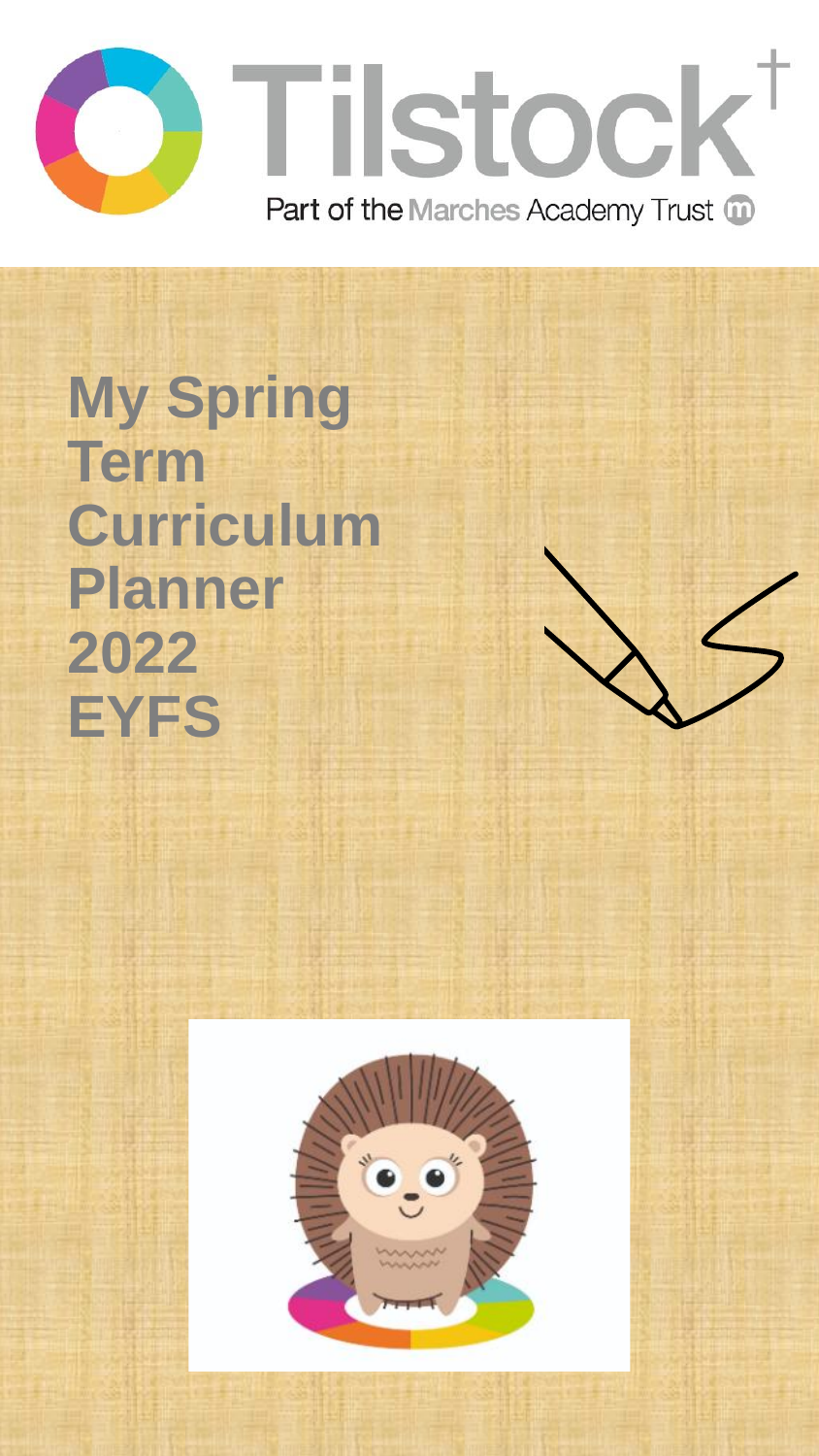Tilstock

Part of the Marches Academy Trust

# My Spring Term Curriculum Planner 2022 EYFS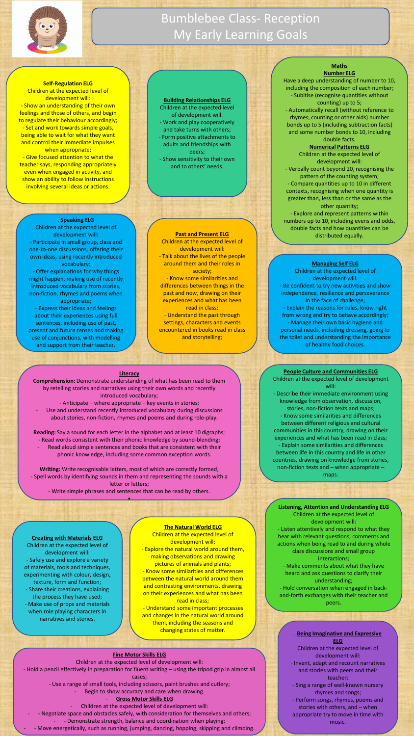# Bumblebee Class- Reception
# My Early Learning Goals

**Self-Regulation ELG**

Children at the expected level of development will:

- Show an understanding of their own feelings and those of others, and begin to regulate their behaviour accordingly;
- Set and work towards simple goals, being able to wait for what they want and control their immediate impulses when appropriate;
- Give focused attention to what the teacher says, responding appropriately even when engaged in activity, and show an ability to follow instructions involving several ideas or actions.

**Building Relationships ELG**

Children at the expected level of development will:

- Work and play cooperatively and take turns with others;
- Form positive attachments to adults and friendships with peers;
- Show sensitivity to their own and to others' needs.

**Maths**

**Number ELG**

Have a deep understanding of number to 10, including the composition of each number;

- Subitise (recognise quantities without counting) up to 5;
- Automatically recall (without reference to rhymes, counting or other aids) number bonds up to 5 (including subtraction facts) and some number bonds to 10, including double facts.

**Numerical Patterns ELG**

Children at the expected level of development will:

- Verbally count beyond 20, recognising the pattern of the counting system;
- Compare quantities up to 10 in different contexts, recognising when one quantity is greater than, less than or the same as the other quantity;
- Explore and represent patterns within numbers up to 10, including evens and odds, double facts and how quantities can be distributed equally.

**Speaking ELG**

Children at the expected level of development will:

- Participate in small group, class and one-to-one discussions, offering their own ideas, using recently introduced vocabulary;
- Offer explanations for why things might happen, making use of recently introduced vocabulary from stories, non-fiction, rhymes and poems when appropriate;
- Express their ideas and feelings about their experiences using full sentences, including use of past, present and future tenses and making use of conjunctions, with modelling and support from their teacher.

**Past and Present ELG**

Children at the expected level of development will:

- Talk about the lives of the people around them and their roles in society;
- Know some similarities and differences between things in the past and now, drawing on their experiences and what has been read in class;
- Understand the past through settings, characters and events encountered in books read in class and storytelling;

**Managing Self ELG**

Children at the expected level of development will:

- Be confident to try new activities and show independence, resilience and perseverance in the face of challenge;
- Explain the reasons for rules, know right from wrong and try to behave accordingly;
- Manage their own basic hygiene and personal needs, including dressing, going to the toilet and understanding the importance of healthy food choices.

**Literacy**

**Comprehension:** Demonstrate understanding of what has been read to them by retelling stories and narratives using their own words and recently introduced vocabulary;

- Anticipate – where appropriate – key events in stories;
- Use and understand recently introduced vocabulary during discussions about stories, non-fiction, rhymes and poems and during role-play.

**Reading:** Say a sound for each letter in the alphabet and at least 10 digraphs;

- Read words consistent with their phonic knowledge by sound-blending;
- Read aloud simple sentences and books that are consistent with their phonic knowledge, including some common exception words.

**Writing:** Write recognisable letters, most of which are correctly formed;

- Spell words by identifying sounds in them and representing the sounds with a letter or letters;
- Write simple phrases and sentences that can be read by others.

**People Culture and Communities ELG**

Children at the expected level of development will:

- Describe their immediate environment using knowledge from observation, discussion, stories, non-fiction texts and maps;
- Know some similarities and differences between different religious and cultural communities in this country, drawing on their experiences and what has been read in class;
- Explain some similarities and differences between life in this country and life in other countries, drawing on knowledge from stories, non-fiction texts and – when appropriate – maps.

**Listening, Attention and Understanding ELG**

Children at the expected level of development will:

- Listen attentively and respond to what they hear with relevant questions, comments and actions when being read to and during whole class discussions and small group interactions;
- Make comments about what they have heard and ask questions to clarify their understanding;
- Hold conversation when engaged in back-and-forth exchanges with their teacher and peers.

**Creating with Materials ELG**

Children at the expected level of development will:

- Safely use and explore a variety of materials, tools and techniques, experimenting with colour, design, texture, form and function;
- Share their creations, explaining the process they have used;
- Make use of props and materials when role playing characters in narratives and stories.

**The Natural World ELG**

Children at the expected level of development will:

- Explore the natural world around them, making observations and drawing pictures of animals and plants;
- Know some similarities and differences between the natural world around them and contrasting environments, drawing on their experiences and what has been read in class;
- Understand some important processes and changes in the natural world around them, including the seasons and changing states of matter.

**Fine Motor Skills ELG**

Children at the expected level of development will:

- Hold a pencil effectively in preparation for fluent writing – using the tripod grip in almost all cases;
- Use a range of small tools, including scissors, paint brushes and cutlery;
- Begin to show accuracy and care when drawing.

**Gross Motor Skills ELG**

Children at the expected level of development will:

- Negotiate space and obstacles safely, with consideration for themselves and others;
- Demonstrate strength, balance and coordination when playing;
- Move energetically, such as running, jumping, dancing, hopping, skipping and climbing.

**Being Imaginative and Expressive ELG**

Children at the expected level of development will:

- Invent, adapt and recount narratives and stories with peers and their teacher;
- Sing a range of well-known nursery rhymes and songs;
- Perform songs, rhymes, poems and stories with others, and – when appropriate try to move in time with music.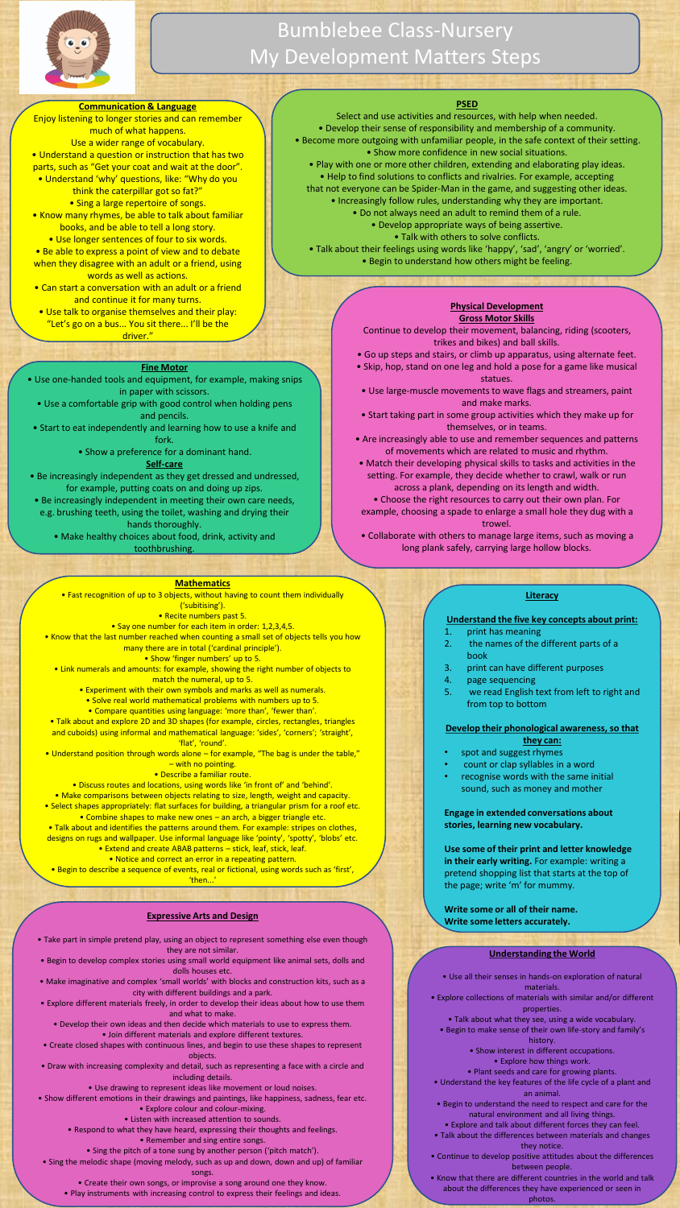# Bumblebee Class-Nursery
# My Development Matters Steps

## Communication & Language

Enjoy listening to longer stories and can remember much of what happens.

Use a wider range of vocabulary.

- Understand a question or instruction that has two parts, such as "Get your coat and wait at the door".
- Understand 'why' questions, like: "Why do you think the caterpillar got so fat?"
- Sing a large repertoire of songs.
- Know many rhymes, be able to talk about familiar books, and be able to tell a long story.
- Use longer sentences of four to six words.
- Be able to express a point of view and to debate when they disagree with an adult or a friend, using words as well as actions.
- Can start a conversation with an adult or a friend and continue it for many turns.
- Use talk to organise themselves and their play: "Let's go on a bus... You sit there... I'll be the driver."

## PSED

Select and use activities and resources, with help when needed.

- Develop their sense of responsibility and membership of a community.
- Become more outgoing with unfamiliar people, in the safe context of their setting.
- Show more confidence in new social situations.
- Play with one or more other children, extending and elaborating play ideas.
- Help to find solutions to conflicts and rivalries. For example, accepting that not everyone can be Spider-Man in the game, and suggesting other ideas.
- Increasingly follow rules, understanding why they are important.
- Do not always need an adult to remind them of a rule.
- Develop appropriate ways of being assertive.
- Talk with others to solve conflicts.
- Talk about their feelings using words like 'happy', 'sad', 'angry' or 'worried'.
- Begin to understand how others might be feeling.

## Physical Development

### Gross Motor Skills

Continue to develop their movement, balancing, riding (scooters, trikes and bikes) and ball skills.

- Go up steps and stairs, or climb up apparatus, using alternate feet.
- Skip, hop, stand on one leg and hold a pose for a game like musical statues.
- Use large-muscle movements to wave flags and streamers, paint and make marks.
- Start taking part in some group activities which they make up for themselves, or in teams.
- Are increasingly able to use and remember sequences and patterns of movements which are related to music and rhythm.
- Match their developing physical skills to tasks and activities in the setting. For example, they decide whether to crawl, walk or run across a plank, depending on its length and width.
- Choose the right resources to carry out their own plan. For example, choosing a spade to enlarge a small hole they dug with a trowel.
- Collaborate with others to manage large items, such as moving a long plank safely, carrying large hollow blocks.

### Fine Motor

- Use one-handed tools and equipment, for example, making snips in paper with scissors.
- Use a comfortable grip with good control when holding pens and pencils.
- Start to eat independently and learning how to use a knife and fork.
- Show a preference for a dominant hand.

### Self-care

- Be increasingly independent as they get dressed and undressed, for example, putting coats on and doing up zips.
- Be increasingly independent in meeting their own care needs, e.g. brushing teeth, using the toilet, washing and drying their hands thoroughly.
- Make healthy choices about food, drink, activity and toothbrushing.

## Mathematics

- Fast recognition of up to 3 objects, without having to count them individually ('subitising').
- Recite numbers past 5.
- Say one number for each item in order: 1,2,3,4,5.
- Know that the last number reached when counting a small set of objects tells you how many there are in total ('cardinal principle').
- Show 'finger numbers' up to 5.
- Link numerals and amounts: for example, showing the right number of objects to match the numeral, up to 5.
- Experiment with their own symbols and marks as well as numerals.
- Solve real world mathematical problems with numbers up to 5.
- Compare quantities using language: 'more than', 'fewer than'.
- Talk about and explore 2D and 3D shapes (for example, circles, rectangles, triangles and cuboids) using informal and mathematical language: 'sides', 'corners'; 'straight', 'flat', 'round'.
- Understand position through words alone – for example, "The bag is under the table," – with no pointing.
- Describe a familiar route.
- Discuss routes and locations, using words like 'in front of' and 'behind'.
- Make comparisons between objects relating to size, length, weight and capacity.
- Select shapes appropriately: flat surfaces for building, a triangular prism for a roof etc.
- Combine shapes to make new ones – an arch, a bigger triangle etc.
- Talk about and identifies the patterns around them. For example: stripes on clothes, designs on rugs and wallpaper. Use informal language like 'pointy', 'spotty', 'blobs' etc.
- Extend and create ABAB patterns – stick, leaf, stick, leaf.
- Notice and correct an error in a repeating pattern.
- Begin to describe a sequence of events, real or fictional, using words such as 'first', 'then...'

## Literacy

**Understand the five key concepts about print:**

1. print has meaning
2. the names of the different parts of a book
3. print can have different purposes
4. page sequencing
5. we read English text from left to right and from top to bottom

**Develop their phonological awareness, so that they can:**

- spot and suggest rhymes
- count or clap syllables in a word
- recognise words with the same initial sound, such as money and mother

**Engage in extended conversations about stories, learning new vocabulary.**

**Use some of their print and letter knowledge in their early writing.** For example: writing a pretend shopping list that starts at the top of the page; write 'm' for mummy.

**Write some or all of their name.**
**Write some letters accurately.**

## Expressive Arts and Design

- Take part in simple pretend play, using an object to represent something else even though they are not similar.
- Begin to develop complex stories using small world equipment like animal sets, dolls and dolls houses etc.
- Make imaginative and complex 'small worlds' with blocks and construction kits, such as a city with different buildings and a park.
- Explore different materials freely, in order to develop their ideas about how to use them and what to make.
- Develop their own ideas and then decide which materials to use to express them.
- Join different materials and explore different textures.
- Create closed shapes with continuous lines, and begin to use these shapes to represent objects.
- Draw with increasing complexity and detail, such as representing a face with a circle and including details.
- Use drawing to represent ideas like movement or loud noises.
- Show different emotions in their drawings and paintings, like happiness, sadness, fear etc.
- Explore colour and colour-mixing.
- Listen with increased attention to sounds.
- Respond to what they have heard, expressing their thoughts and feelings.
- Remember and sing entire songs.
- Sing the pitch of a tone sung by another person ('pitch match').
- Sing the melodic shape (moving melody, such as up and down, down and up) of familiar songs.
- Create their own songs, or improvise a song around one they know.
- Play instruments with increasing control to express their feelings and ideas.

## Understanding the World

- Use all their senses in hands-on exploration of natural materials.
- Explore collections of materials with similar and/or different properties.
- Talk about what they see, using a wide vocabulary.
- Begin to make sense of their own life-story and family's history.
- Show interest in different occupations.
- Explore how things work.
- Plant seeds and care for growing plants.
- Understand the key features of the life cycle of a plant and an animal.
- Begin to understand the need to respect and care for the natural environment and all living things.
- Explore and talk about different forces they can feel.
- Talk about the differences between materials and changes they notice.
- Continue to develop positive attitudes about the differences between people.
- Know that there are different countries in the world and talk about the differences they have experienced or seen in photos.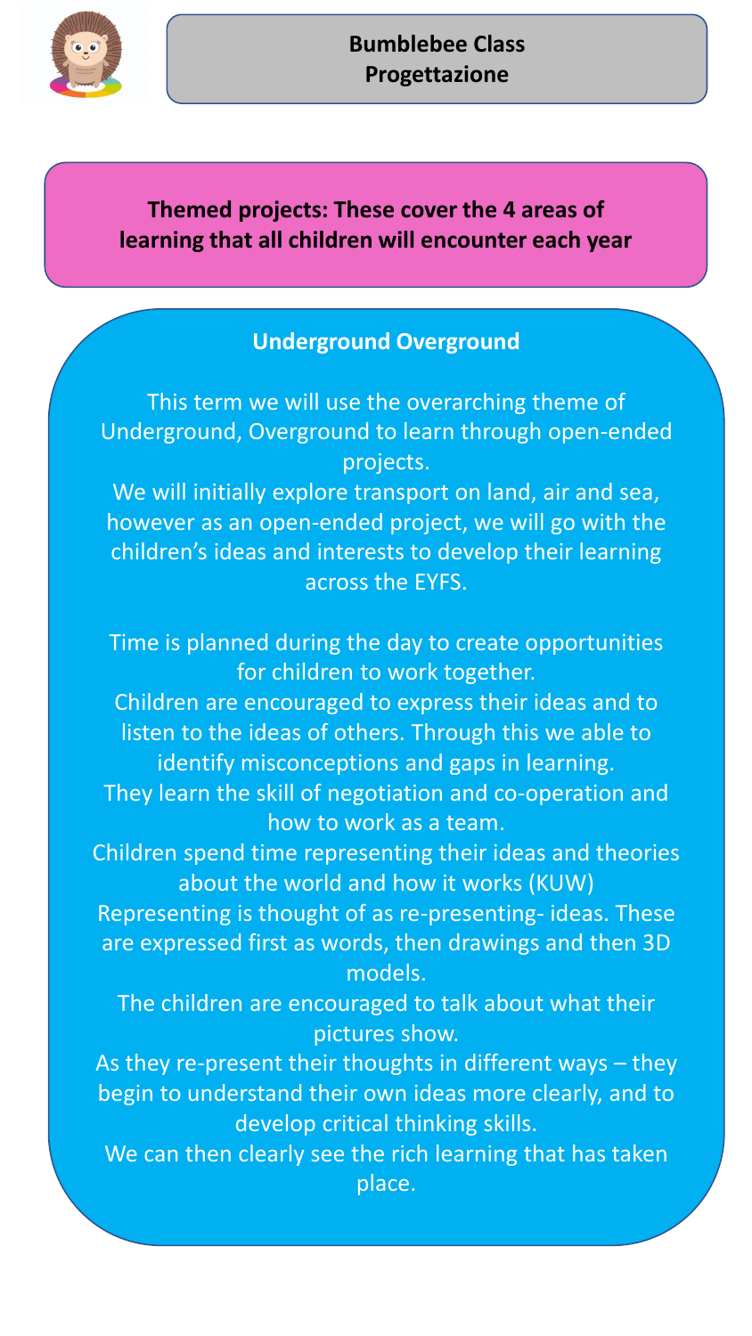**Bumblebee Class**
**Progettazione**

**Themed projects: These cover the 4 areas of learning that all children will encounter each year**

## Underground Overground

This term we will use the overarching theme of Underground, Overground to learn through open-ended projects.
We will initially explore transport on land, air and sea, however as an open-ended project, we will go with the children's ideas and interests to develop their learning across the EYFS.

Time is planned during the day to create opportunities for children to work together.
Children are encouraged to express their ideas and to listen to the ideas of others. Through this we able to identify misconceptions and gaps in learning.
They learn the skill of negotiation and co-operation and how to work as a team.
Children spend time representing their ideas and theories about the world and how it works (KUW)
Representing is thought of as re-presenting- ideas. These are expressed first as words, then drawings and then 3D models.
The children are encouraged to talk about what their pictures show.
As they re-present their thoughts in different ways – they begin to understand their own ideas more clearly, and to develop critical thinking skills.
We can then clearly see the rich learning that has taken place.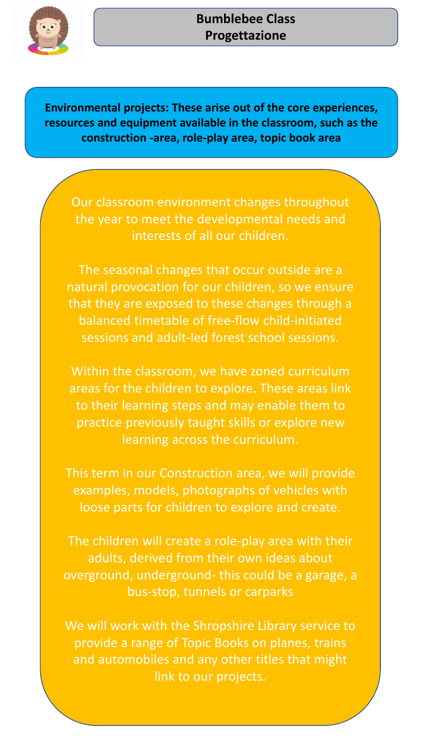# Bumblebee Class
# Progettazione

**Environmental projects: These arise out of the core experiences, resources and equipment available in the classroom, such as the construction -area, role-play area, topic book area**

Our classroom environment changes throughout the year to meet the developmental needs and interests of all our children.

The seasonal changes that occur outside are a natural provocation for our children, so we ensure that they are exposed to these changes through a balanced timetable of free-flow child-initiated sessions and adult-led forest school sessions.

Within the classroom, we have zoned curriculum areas for the children to explore. These areas link to their learning steps and may enable them to practice previously taught skills or explore new learning across the curriculum.

This term in our Construction area, we will provide examples, models, photographs of vehicles with loose parts for children to explore and create.

The children will create a role-play area with their adults, derived from their own ideas about overground, underground- this could be a garage, a bus-stop, tunnels or carparks

We will work with the Shropshire Library service to provide a range of Topic Books on planes, trains and automobiles and any other titles that might link to our projects.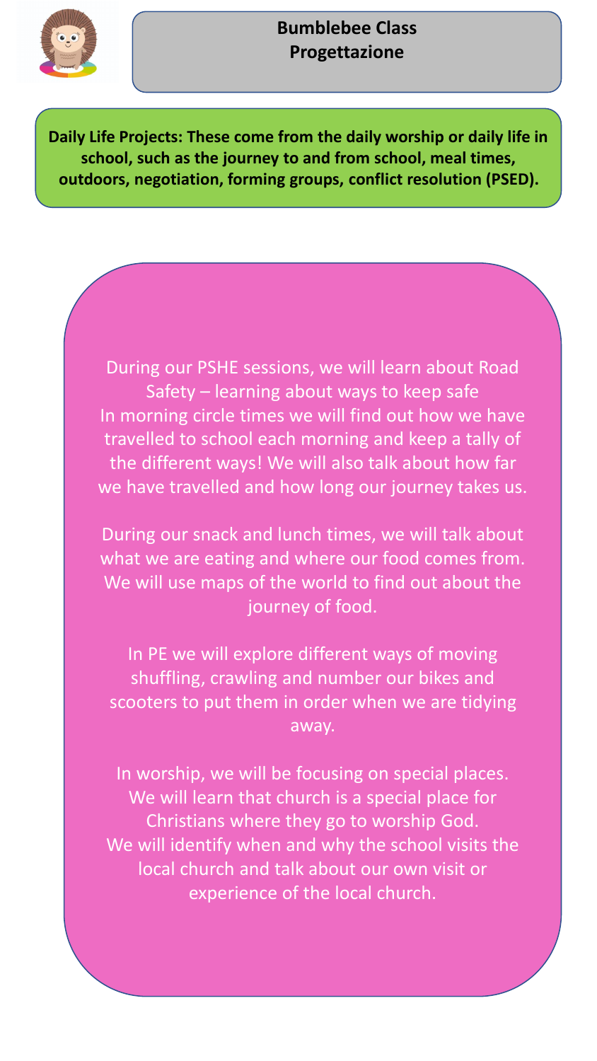# Bumblebee Class
# Progettazione

**Daily Life Projects: These come from the daily worship or daily life in school, such as the journey to and from school, meal times, outdoors, negotiation, forming groups, conflict resolution (PSED).**

During our PSHE sessions, we will learn about Road Safety – learning about ways to keep safe
In morning circle times we will find out how we have travelled to school each morning and keep a tally of the different ways! We will also talk about how far we have travelled and how long our journey takes us.

During our snack and lunch times, we will talk about what we are eating and where our food comes from. We will use maps of the world to find out about the journey of food.

In PE we will explore different ways of moving shuffling, crawling and number our bikes and scooters to put them in order when we are tidying away.

In worship, we will be focusing on special places. We will learn that church is a special place for Christians where they go to worship God.
We will identify when and why the school visits the local church and talk about our own visit or experience of the local church.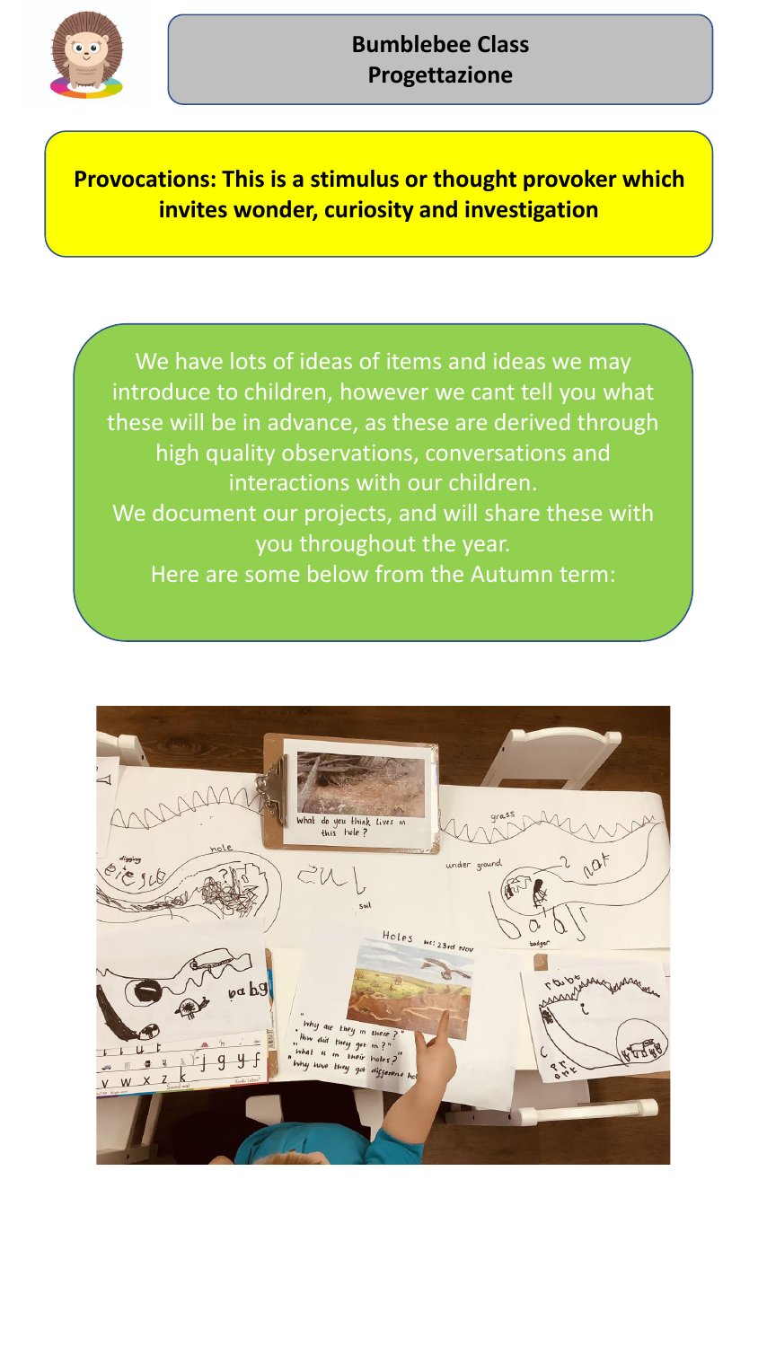# Bumblebee Class
# Progettazione

**Provocations: This is a stimulus or thought provoker which invites wonder, curiosity and investigation**

We have lots of ideas of items and ideas we may introduce to children, however we cant tell you what these will be in advance, as these are derived through high quality observations, conversations and interactions with our children.

We document our projects, and will share these with you throughout the year.

Here are some below from the Autumn term: